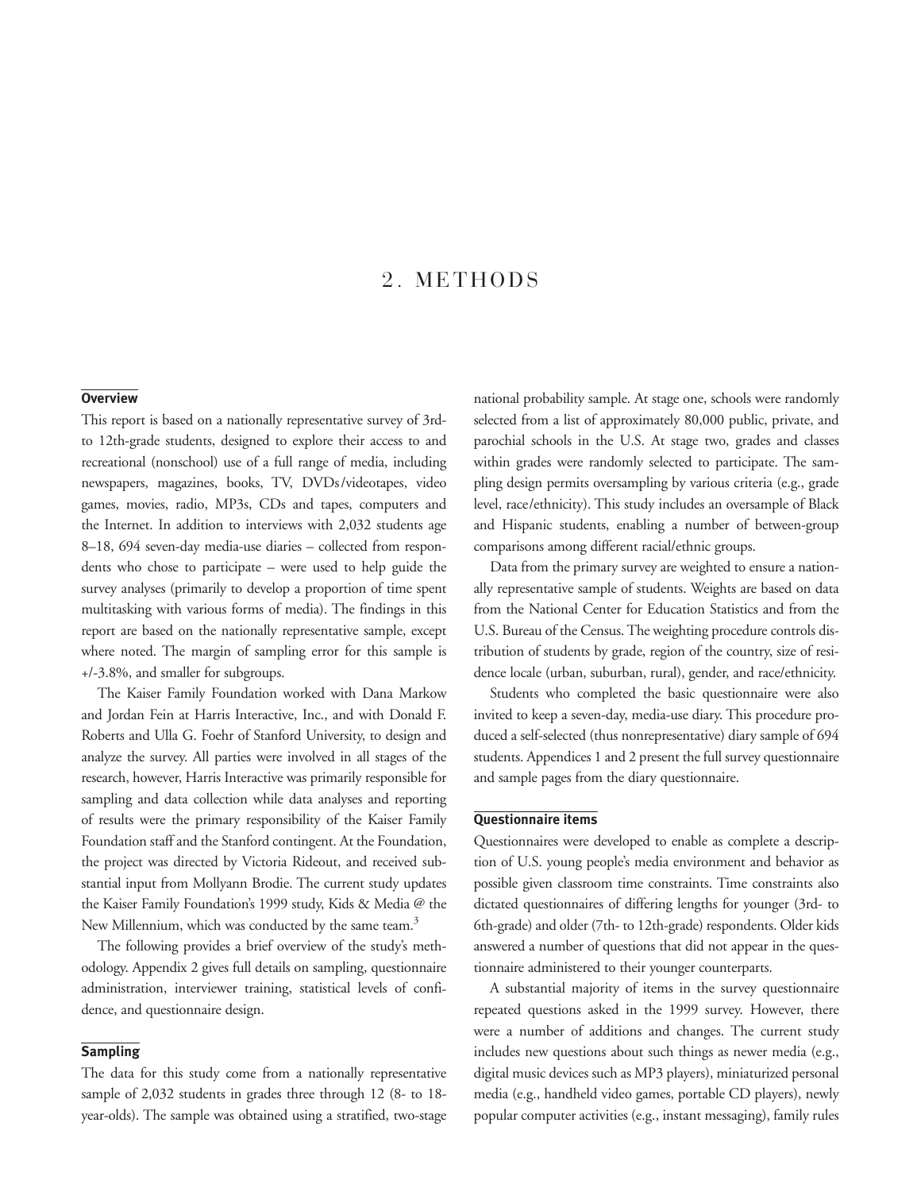# 2. METHODS

## Overview

This report is based on a nationally representative survey of 3rd- to 12th-grade students, designed to explore their access to and recreational (nonschool) use of a full range of media, including newspapers, magazines, books, TV, DVDs/videotapes, video games, movies, radio, MP3s, CDs and tapes, computers and the Internet. In addition to interviews with 2,032 students age 8–18, 694 seven-day media-use diaries – collected from respondents who chose to participate – were used to help guide the survey analyses (primarily to develop a proportion of time spent multitasking with various forms of media). The findings in this report are based on the nationally representative sample, except where noted. The margin of sampling error for this sample is +/-3.8%, and smaller for subgroups.

The Kaiser Family Foundation worked with Dana Markow and Jordan Fein at Harris Interactive, Inc., and with Donald F. Roberts and Ulla G. Foehr of Stanford University, to design and analyze the survey. All parties were involved in all stages of the research, however, Harris Interactive was primarily responsible for sampling and data collection while data analyses and reporting of results were the primary responsibility of the Kaiser Family Foundation staff and the Stanford contingent. At the Foundation, the project was directed by Victoria Rideout, and received substantial input from Mollyann Brodie. The current study updates the Kaiser Family Foundation's 1999 study, Kids & Media @ the New Millennium, which was conducted by the same team.[3]

The following provides a brief overview of the study's methodology. Appendix 2 gives full details on sampling, questionnaire administration, interviewer training, statistical levels of confidence, and questionnaire design.

## Sampling

The data for this study come from a nationally representative sample of 2,032 students in grades three through 12 (8- to 18-year-olds). The sample was obtained using a stratified, two-stage national probability sample. At stage one, schools were randomly selected from a list of approximately 80,000 public, private, and parochial schools in the U.S. At stage two, grades and classes within grades were randomly selected to participate. The sampling design permits oversampling by various criteria (e.g., grade level, race/ethnicity). This study includes an oversample of Black and Hispanic students, enabling a number of between-group comparisons among different racial/ethnic groups.

Data from the primary survey are weighted to ensure a nationally representative sample of students. Weights are based on data from the National Center for Education Statistics and from the U.S. Bureau of the Census. The weighting procedure controls distribution of students by grade, region of the country, size of residence locale (urban, suburban, rural), gender, and race/ethnicity.

Students who completed the basic questionnaire were also invited to keep a seven-day, media-use diary. This procedure produced a self-selected (thus nonrepresentative) diary sample of 694 students. Appendices 1 and 2 present the full survey questionnaire and sample pages from the diary questionnaire.

## Questionnaire items

Questionnaires were developed to enable as complete a description of U.S. young people's media environment and behavior as possible given classroom time constraints. Time constraints also dictated questionnaires of differing lengths for younger (3rd- to 6th-grade) and older (7th- to 12th-grade) respondents. Older kids answered a number of questions that did not appear in the questionnaire administered to their younger counterparts.

A substantial majority of items in the survey questionnaire repeated questions asked in the 1999 survey. However, there were a number of additions and changes. The current study includes new questions about such things as newer media (e.g., digital music devices such as MP3 players), miniaturized personal media (e.g., handheld video games, portable CD players), newly popular computer activities (e.g., instant messaging), family rules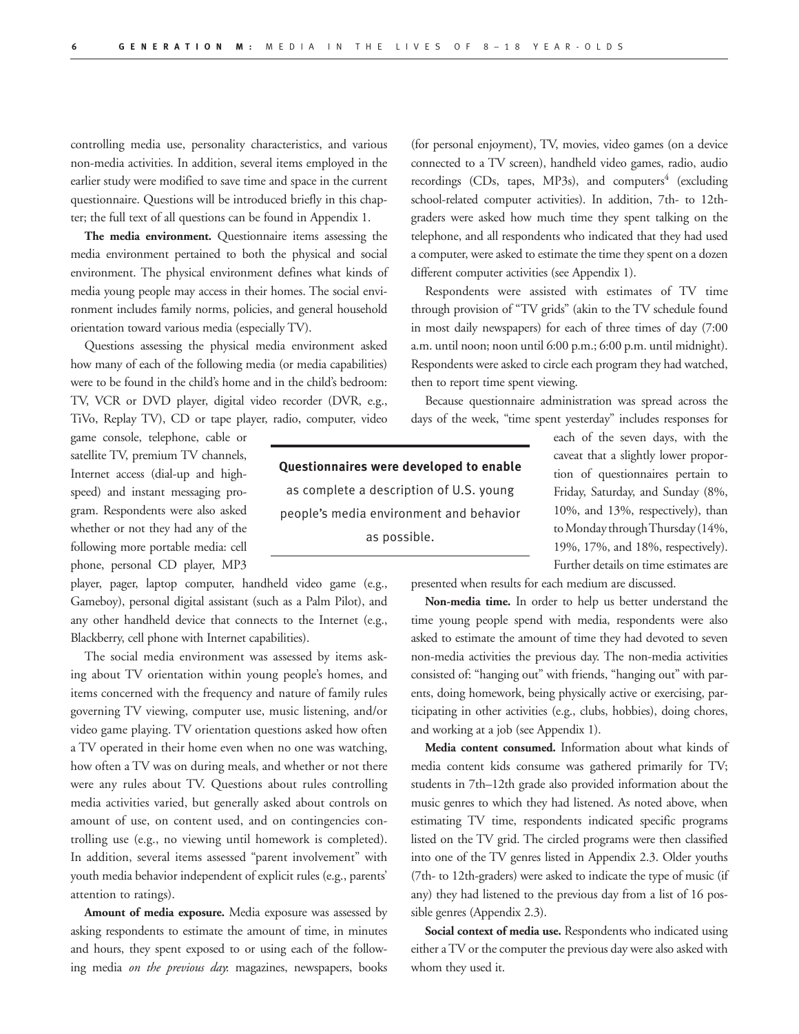controlling media use, personality characteristics, and various non-media activities. In addition, several items employed in the earlier study were modified to save time and space in the current questionnaire. Questions will be introduced briefly in this chapter; the full text of all questions can be found in Appendix 1.

**The media environment.** Questionnaire items assessing the media environment pertained to both the physical and social environment. The physical environment defines what kinds of media young people may access in their homes. The social environment includes family norms, policies, and general household orientation toward various media (especially TV).

Questions assessing the physical media environment asked how many of each of the following media (or media capabilities) were to be found in the child's home and in the child's bedroom: TV, VCR or DVD player, digital video recorder (DVR, e.g., TiVo, Replay TV), CD or tape player, radio, computer, video game console, telephone, cable or satellite TV, premium TV channels, Internet access (dial-up and high-speed) and instant messaging program. Respondents were also asked whether or not they had any of the following more portable media: cell phone, personal CD player, MP3 player, pager, laptop computer, handheld video game (e.g., Gameboy), personal digital assistant (such as a Palm Pilot), and any other handheld device that connects to the Internet (e.g., Blackberry, cell phone with Internet capabilities).

The social media environment was assessed by items asking about TV orientation within young people's homes, and items concerned with the frequency and nature of family rules governing TV viewing, computer use, music listening, and/or video game playing. TV orientation questions asked how often a TV operated in their home even when no one was watching, how often a TV was on during meals, and whether or not there were any rules about TV. Questions about rules controlling media activities varied, but generally asked about controls on amount of use, on content used, and on contingencies controlling use (e.g., no viewing until homework is completed). In addition, several items assessed "parent involvement" with youth media behavior independent of explicit rules (e.g., parents' attention to ratings).

**Amount of media exposure.** Media exposure was assessed by asking respondents to estimate the amount of time, in minutes and hours, they spent exposed to or using each of the following media *on the previous day*: magazines, newspapers, books (for personal enjoyment), TV, movies, video games (on a device connected to a TV screen), handheld video games, radio, audio recordings (CDs, tapes, MP3s), and computers[4] (excluding school-related computer activities). In addition, 7th- to 12th-graders were asked how much time they spent talking on the telephone, and all respondents who indicated that they had used a computer, were asked to estimate the time they spent on a dozen different computer activities (see Appendix 1).

Respondents were assisted with estimates of TV time through provision of "TV grids" (akin to the TV schedule found in most daily newspapers) for each of three times of day (7:00 a.m. until noon; noon until 6:00 p.m.; 6:00 p.m. until midnight). Respondents were asked to circle each program they had watched, then to report time spent viewing.

Because questionnaire administration was spread across the days of the week, "time spent yesterday" includes responses for each of the seven days, with the caveat that a slightly lower proportion of questionnaires pertain to Friday, Saturday, and Sunday (8%, 10%, and 13%, respectively), than to Monday through Thursday (14%, 19%, 17%, and 18%, respectively). Further details on time estimates are presented when results for each medium are discussed.

> **Questionnaires were developed to enable** as complete a description of U.S. young people's media environment and behavior as possible.

**Non-media time.** In order to help us better understand the time young people spend with media, respondents were also asked to estimate the amount of time they had devoted to seven non-media activities the previous day. The non-media activities consisted of: "hanging out" with friends, "hanging out" with parents, doing homework, being physically active or exercising, participating in other activities (e.g., clubs, hobbies), doing chores, and working at a job (see Appendix 1).

**Media content consumed.** Information about what kinds of media content kids consume was gathered primarily for TV; students in 7th–12th grade also provided information about the music genres to which they had listened. As noted above, when estimating TV time, respondents indicated specific programs listed on the TV grid. The circled programs were then classified into one of the TV genres listed in Appendix 2.3. Older youths (7th- to 12th-graders) were asked to indicate the type of music (if any) they had listened to the previous day from a list of 16 possible genres (Appendix 2.3).

**Social context of media use.** Respondents who indicated using either a TV or the computer the previous day were also asked with whom they used it.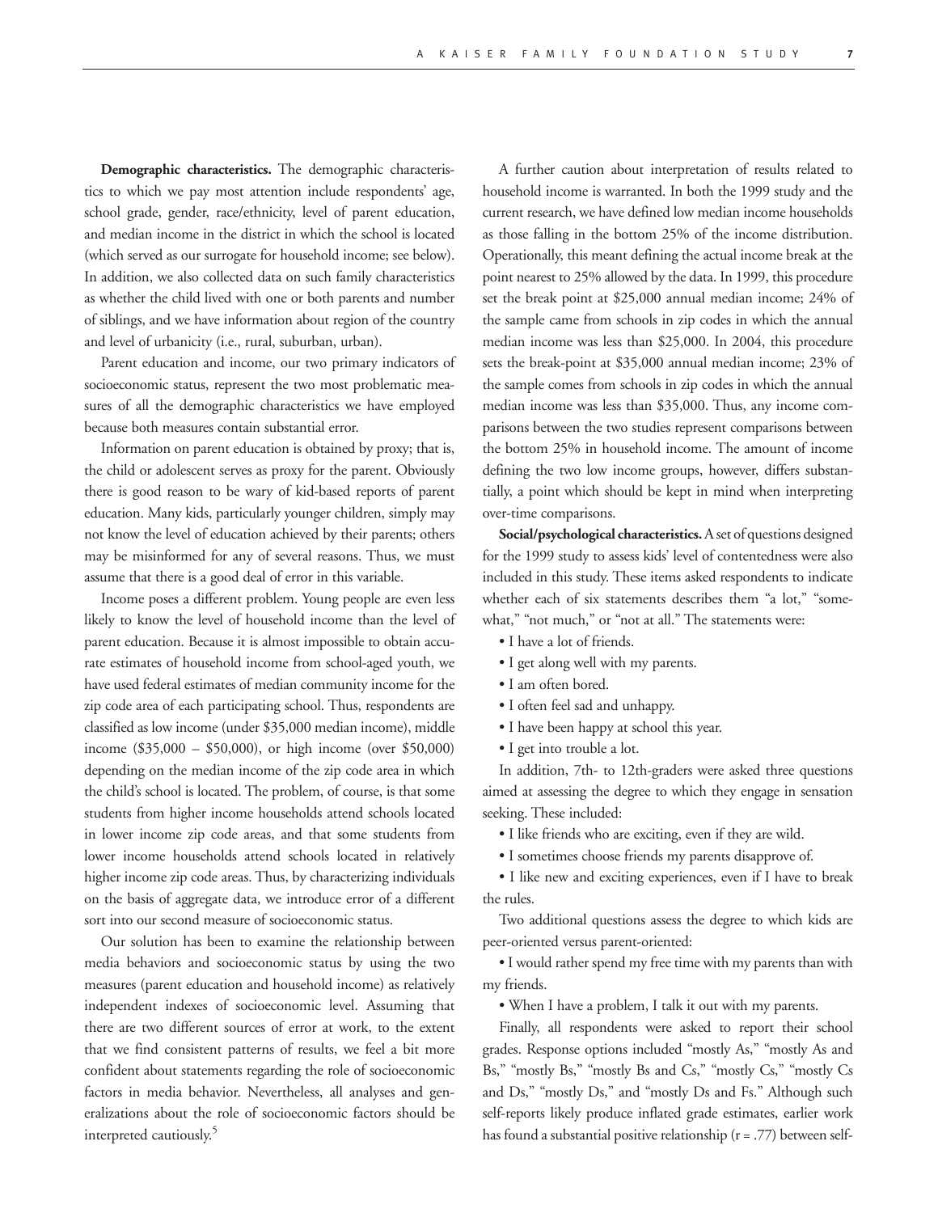**Demographic characteristics.** The demographic characteristics to which we pay most attention include respondents' age, school grade, gender, race/ethnicity, level of parent education, and median income in the district in which the school is located (which served as our surrogate for household income; see below). In addition, we also collected data on such family characteristics as whether the child lived with one or both parents and number of siblings, and we have information about region of the country and level of urbanicity (i.e., rural, suburban, urban).

Parent education and income, our two primary indicators of socioeconomic status, represent the two most problematic measures of all the demographic characteristics we have employed because both measures contain substantial error.

Information on parent education is obtained by proxy; that is, the child or adolescent serves as proxy for the parent. Obviously there is good reason to be wary of kid-based reports of parent education. Many kids, particularly younger children, simply may not know the level of education achieved by their parents; others may be misinformed for any of several reasons. Thus, we must assume that there is a good deal of error in this variable.

Income poses a different problem. Young people are even less likely to know the level of household income than the level of parent education. Because it is almost impossible to obtain accurate estimates of household income from school-aged youth, we have used federal estimates of median community income for the zip code area of each participating school. Thus, respondents are classified as low income (under $35,000 median income), middle income ($35,000 – $50,000), or high income (over $50,000) depending on the median income of the zip code area in which the child's school is located. The problem, of course, is that some students from higher income households attend schools located in lower income zip code areas, and that some students from lower income households attend schools located in relatively higher income zip code areas. Thus, by characterizing individuals on the basis of aggregate data, we introduce error of a different sort into our second measure of socioeconomic status.

Our solution has been to examine the relationship between media behaviors and socioeconomic status by using the two measures (parent education and household income) as relatively independent indexes of socioeconomic level. Assuming that there are two different sources of error at work, to the extent that we find consistent patterns of results, we feel a bit more confident about statements regarding the role of socioeconomic factors in media behavior. Nevertheless, all analyses and generalizations about the role of socioeconomic factors should be interpreted cautiously.[5]

A further caution about interpretation of results related to household income is warranted. In both the 1999 study and the current research, we have defined low median income households as those falling in the bottom 25% of the income distribution. Operationally, this meant defining the actual income break at the point nearest to 25% allowed by the data. In 1999, this procedure set the break point at $25,000 annual median income; 24% of the sample came from schools in zip codes in which the annual median income was less than $25,000. In 2004, this procedure sets the break-point at $35,000 annual median income; 23% of the sample comes from schools in zip codes in which the annual median income was less than $35,000. Thus, any income comparisons between the two studies represent comparisons between the bottom 25% in household income. The amount of income defining the two low income groups, however, differs substantially, a point which should be kept in mind when interpreting over-time comparisons.

**Social/psychological characteristics.** A set of questions designed for the 1999 study to assess kids' level of contentedness were also included in this study. These items asked respondents to indicate whether each of six statements describes them "a lot," "somewhat," "not much," or "not at all." The statements were:

- I have a lot of friends.
- I get along well with my parents.
- I am often bored.
- I often feel sad and unhappy.
- I have been happy at school this year.
- I get into trouble a lot.

In addition, 7th- to 12th-graders were asked three questions aimed at assessing the degree to which they engage in sensation seeking. These included:

- I like friends who are exciting, even if they are wild.
- I sometimes choose friends my parents disapprove of.
- I like new and exciting experiences, even if I have to break the rules.

Two additional questions assess the degree to which kids are peer-oriented versus parent-oriented:

- I would rather spend my free time with my parents than with my friends.
- When I have a problem, I talk it out with my parents.

Finally, all respondents were asked to report their school grades. Response options included "mostly As," "mostly As and Bs," "mostly Bs," "mostly Bs and Cs," "mostly Cs," "mostly Cs and Ds," "mostly Ds," and "mostly Ds and Fs." Although such self-reports likely produce inflated grade estimates, earlier work has found a substantial positive relationship ($r = .77$) between self-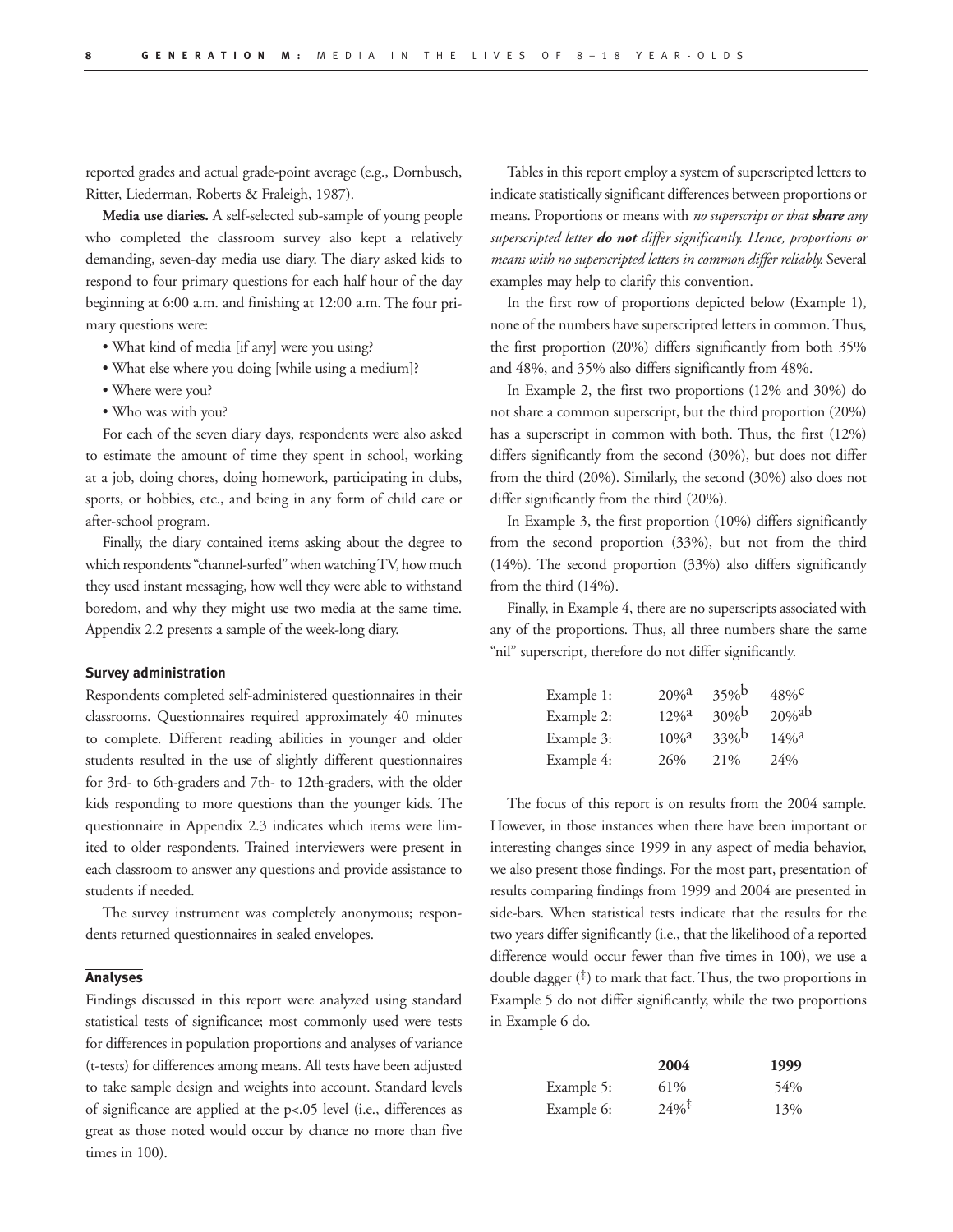reported grades and actual grade-point average (e.g., Dornbusch, Ritter, Liederman, Roberts & Fraleigh, 1987).

**Media use diaries.** A self-selected sub-sample of young people who completed the classroom survey also kept a relatively demanding, seven-day media use diary. The diary asked kids to respond to four primary questions for each half hour of the day beginning at 6:00 a.m. and finishing at 12:00 a.m. The four primary questions were:

- What kind of media [if any] were you using?
- What else where you doing [while using a medium]?
- Where were you?
- Who was with you?

For each of the seven diary days, respondents were also asked to estimate the amount of time they spent in school, working at a job, doing chores, doing homework, participating in clubs, sports, or hobbies, etc., and being in any form of child care or after-school program.

Finally, the diary contained items asking about the degree to which respondents "channel-surfed" when watching TV, how much they used instant messaging, how well they were able to withstand boredom, and why they might use two media at the same time. Appendix 2.2 presents a sample of the week-long diary.

### Survey administration

Respondents completed self-administered questionnaires in their classrooms. Questionnaires required approximately 40 minutes to complete. Different reading abilities in younger and older students resulted in the use of slightly different questionnaires for 3rd- to 6th-graders and 7th- to 12th-graders, with the older kids responding to more questions than the younger kids. The questionnaire in Appendix 2.3 indicates which items were limited to older respondents. Trained interviewers were present in each classroom to answer any questions and provide assistance to students if needed.

The survey instrument was completely anonymous; respondents returned questionnaires in sealed envelopes.

### Analyses

Findings discussed in this report were analyzed using standard statistical tests of significance; most commonly used were tests for differences in population proportions and analyses of variance (t-tests) for differences among means. All tests have been adjusted to take sample design and weights into account. Standard levels of significance are applied at the $p<.05$ level (i.e., differences as great as those noted would occur by chance no more than five times in 100).

Tables in this report employ a system of superscripted letters to indicate statistically significant differences between proportions or means. Proportions or means with *no superscript or that **share** any superscripted letter **do not** differ significantly. Hence, proportions or means with no superscripted letters in common differ reliably.* Several examples may help to clarify this convention.

In the first row of proportions depicted below (Example 1), none of the numbers have superscripted letters in common. Thus, the first proportion (20%) differs significantly from both 35% and 48%, and 35% also differs significantly from 48%.

In Example 2, the first two proportions (12% and 30%) do not share a common superscript, but the third proportion (20%) has a superscript in common with both. Thus, the first (12%) differs significantly from the second (30%), but does not differ from the third (20%). Similarly, the second (30%) also does not differ significantly from the third (20%).

In Example 3, the first proportion (10%) differs significantly from the second proportion (33%), but not from the third (14%). The second proportion (33%) also differs significantly from the third (14%).

Finally, in Example 4, there are no superscripts associated with any of the proportions. Thus, all three numbers share the same "nil" superscript, therefore do not differ significantly.

| | | | |
|---|---|---|---|
| Example 1: | 20%$^{a}$ | 35%$^{b}$ | 48%$^{c}$ |
| Example 2: | 12%$^{a}$ | 30%$^{b}$ | 20%$^{ab}$ |
| Example 3: | 10%$^{a}$ | 33%$^{b}$ | 14%$^{a}$ |
| Example 4: | 26% | 21% | 24% |

The focus of this report is on results from the 2004 sample. However, in those instances when there have been important or interesting changes since 1999 in any aspect of media behavior, we also present those findings. For the most part, presentation of results comparing findings from 1999 and 2004 are presented in side-bars. When statistical tests indicate that the results for the two years differ significantly (i.e., that the likelihood of a reported difference would occur fewer than five times in 100), we use a double dagger (‡) to mark that fact. Thus, the two proportions in Example 5 do not differ significantly, while the two proportions in Example 6 do.

| | **2004** | **1999** |
|---|---|---|
| Example 5: | 61% | 54% |
| Example 6: | 24%‡ | 13% |